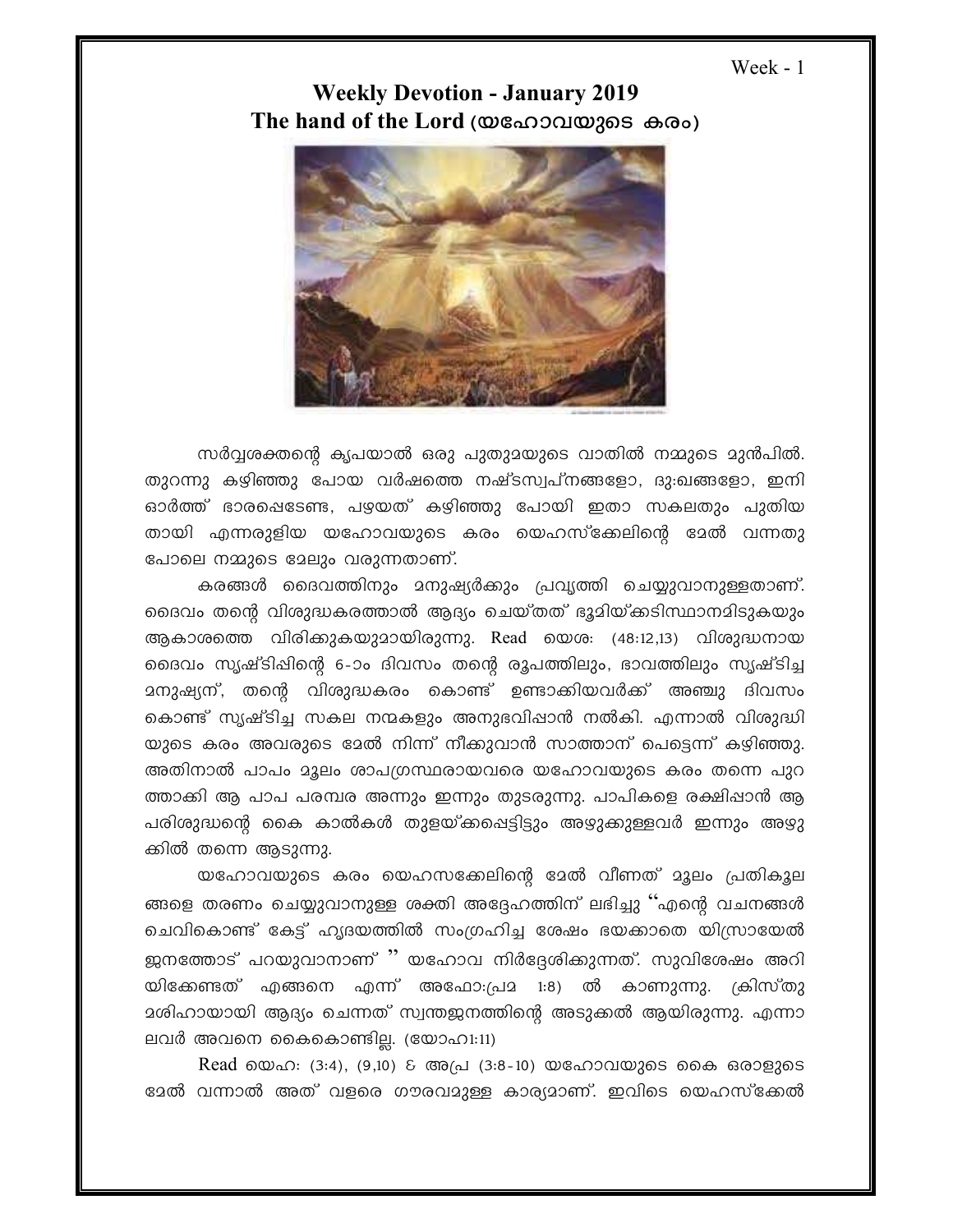Week - 1

# Weekly Devotion - January 2019

## The hand of the Lord (യഹോവയുടെ കരം)

സർവ്വശക്തന്റെ കൃപയാൽ ഒരു പുതുമയുടെ വാതിൽ നമ്മുടെ മുൻപിൽ. തുറന്നു കഴിഞ്ഞു പോയ വർഷത്തെ നഷ്ടസ്വപ്നങ്ങളോ, ദുഃഖങ്ങളോ, ഇനി ഓർത്ത് ഭാരപ്പെടേണ്ട, പഴയത് കഴിഞ്ഞു പോയി ഇതാ സകലതും പുതിയ തായി എന്നരുളിയ യഹോവയുടെ കരം യെഹസ്ക്കേലിന്റെ മേൽ വന്നതു പോലെ നമ്മുടെ മേലും വരുന്നതാണ്.

കരങ്ങൾ ദൈവത്തിനും മനുഷ്യർക്കും പ്രവൃത്തി ചെയ്യുവാനുള്ളതാണ്. ദൈവം തന്റെ വിശുദ്ധകരത്താൽ ആദ്യം ചെയ്തത് ഭൂമിയ്ക്കടിസ്ഥാനമിടുകയും ആകാശത്തെ വിരിക്കുകയുമായിരുന്നു. Read യെശഃ (48:12,13) വിശുദ്ധനായ ദൈവം സൃഷ്ടിപ്പിന്റെ 6-ാം ദിവസം തന്റെ രൂപത്തിലും, ഭാവത്തിലും സൃഷ്ടിച്ച മനുഷ്യന്, തന്റെ വിശുദ്ധകരം കൊണ്ട് ഉണ്ടാക്കിയവർക്ക് അഞ്ചു ദിവസം കൊണ്ട് സൃഷ്ടിച്ച സകല നന്മകളും അനുഭവിപ്പാൻ നൽകി. എന്നാൽ വിശുദ്ധി യുടെ കരം അവരുടെ മേൽ നിന്ന് നീക്കുവാൻ സാത്താന് പെട്ടെന്ന് കഴിഞ്ഞു. അതിനാൽ പാപം മൂലം ശാപഗ്രസ്ഥരായവരെ യഹോവയുടെ കരം തന്നെ പുറ ത്താക്കി ആ പാപ പരമ്പര അന്നും ഇന്നും തുടരുന്നു. പാപികളെ രക്ഷിപ്പാൻ ആ പരിശുദ്ധന്റെ കൈ കാൽകൾ തുളയ്ക്കപ്പെട്ടിട്ടും അഴുക്കുള്ളവർ ഇന്നും അഴു ക്കിൽ തന്നെ ആടുന്നു.

യഹോവയുടെ കരം യെഹസക്കേലിന്റെ മേൽ വീണത് മൂലം പ്രതികൂല ങ്ങളെ തരണം ചെയ്യുവാനുള്ള ശക്തി അദ്ദേഹത്തിന് ലഭിച്ചു "എന്റെ വചനങ്ങൾ ചെവികൊണ്ട് കേട്ട് ഹൃദയത്തിൽ സംഗ്രഹിച്ച ശേഷം ഭയക്കാതെ യിസ്രായേൽ ജനത്തോട് പറയുവാനാണ് " യഹോവ നിർദ്ദേശിക്കുന്നത്. സുവിശേഷം അറി യിക്കേണ്ടത് എങ്ങനെ എന്ന് അഫോ:പ്രമ 1:8) ൽ കാണുന്നു. ക്രിസ്തു മശിഹായായി ആദ്യം ചെന്നത് സ്വന്തജനത്തിന്റെ അടുക്കൽ ആയിരുന്നു. എന്നാ ലവർ അവനെ കൈകൊണ്ടില്ല. (യോഹ1:11)

Read യെഹഃ (3:4), (9,10) & അപ്ര (3:8-10) യഹോവയുടെ കൈ ഒരാളുടെ മേൽ വന്നാൽ അത് വളരെ ഗൗരവമുള്ള കാര്യമാണ്. ഇവിടെ യെഹസ്ക്കേൽ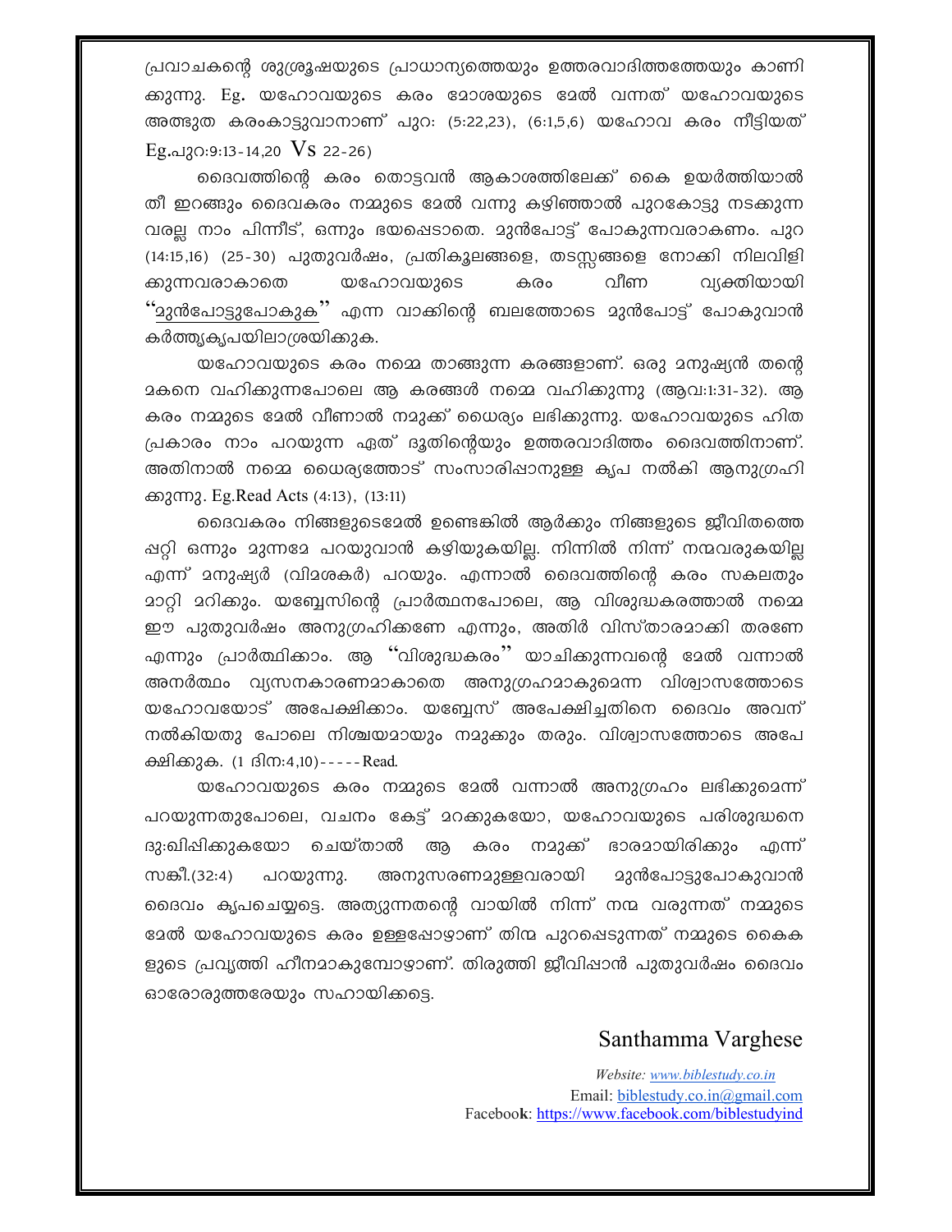പ്രവാചകന്റെ ശുശ്രൂഷയുടെ പ്രാധാന്യത്തെയും ഉത്തരവാദിത്തത്തേയും കാണിക്കുന്നു. Eg. യഹോവയുടെ കരം മോശയുടെ മേൽ വന്നത് യഹോവയുടെ അത്ഭുത കരംകാട്ടുവാനാണ് പുറ: (5:22,23), (6:1,5,6) യഹോവ കരം നീട്ടിയത് Eg.പുറ:9:13-14,20 Vs 22-26)

ദൈവത്തിന്റെ കരം തൊട്ടവൻ ആകാശത്തിലേക്ക് കൈ ഉയർത്തിയാൽ തീ ഇറങ്ങും ദൈവകരം നമ്മുടെ മേൽ വന്നു കഴിഞ്ഞാൽ പുറകോട്ടു നടക്കുന്നവരല്ല നാം പിന്നീട്, ഒന്നും ഭയപ്പെടാതെ. മുൻപോട്ട് പോകുന്നവരാകണം. പുറ (14:15,16) (25-30) പുതുവർഷം, പ്രതികൂലങ്ങളെ, തടസ്സങ്ങളെ നോക്കി നിലവിളിക്കുന്നവരാകാതെ യഹോവയുടെ കരം വീണ വ്യക്തിയായി "<u>മുൻപോട്ടുപോകുക</u>" എന്ന വാക്കിന്റെ ബലത്തോടെ മുൻപോട്ട് പോകുവാൻ കർത്തൃകൃപയിലാശ്രയിക്കുക.

യഹോവയുടെ കരം നമ്മെ താങ്ങുന്ന കരങ്ങളാണ്. ഒരു മനുഷ്യൻ തന്റെ മകനെ വഹിക്കുന്നപോലെ ആ കരങ്ങൾ നമ്മെ വഹിക്കുന്നു (ആവ:1:31-32). ആ കരം നമ്മുടെ മേൽ വീണാൽ നമുക്ക് ധൈര്യം ലഭിക്കുന്നു. യഹോവയുടെ ഹിതപ്രകാരം നാം പറയുന്ന ഏത് ദൂതിന്റെയും ഉത്തരവാദിത്തം ദൈവത്തിനാണ്. അതിനാൽ നമ്മെ ധൈര്യത്തോടു സംസാരിപ്പാനുള്ള കൃപ നൽകി ആനുഗ്രഹിക്കുന്നു. Eg.Read Acts (4:13), (13:11)

ദൈവകരം നിങ്ങളുടെമേൽ ഉണ്ടെങ്കിൽ ആർക്കും നിങ്ങളുടെ ജീവിതത്തെ പ്പറ്റി ഒന്നും മുന്നമേ പറയുവാൻ കഴിയുകയില്ല. നിന്നിൽ നിന്ന് നന്മവരുകയില്ല എന്ന് മനുഷ്യർ (വിമർശകർ) പറയും. എന്നാൽ ദൈവത്തിന്റെ കരം സകലതും മാറ്റി മറിക്കും. യബ്ബേസിന്റെ പ്രാർത്ഥനപോലെ, ആ വിശുദ്ധകരത്താൽ നമ്മെ ഈ പുതുവർഷം അനുഗ്രഹിക്കണേ എന്നും, അതിർ വിസ്താരമാക്കി തരണേ എന്നും പ്രാർത്ഥിക്കാം. ആ "വിശുദ്ധകരം" യാചിക്കുന്നവന്റെ മേൽ വന്നാൽ അനർത്ഥം വ്യസനകാരണമാകാതെ അനുഗ്രഹമാകുമെന്ന വിശ്വാസത്തോടെ യഹോവയോട് അപേക്ഷിക്കാം. യബ്ബേസ് അപേക്ഷിച്ചതിനെ ദൈവം അവന് നൽകിയതു പോലെ നിശ്ചയമായും നമുക്കും തരും. വിശ്വാസത്തോടെ അപേക്ഷിക്കുക. (1 ദിന:4,10)-----Read.

യഹോവയുടെ കരം നമ്മുടെ മേൽ വന്നാൽ അനുഗ്രഹം ലഭിക്കുമെന്ന് പറയുന്നതുപോലെ, വചനം കേട്ട് മറക്കുകയോ, യഹോവയുടെ പരിശുദ്ധനെ ദു:ഖിപ്പിക്കുകയോ ചെയ്താൽ ആ കരം നമുക്ക് ഭാരമായിരിക്കും എന്ന് സങ്കീ.(32:4) പറയുന്നു. അനുസരണമുള്ളവരായി മുൻപോട്ടുപോകുവാൻ ദൈവം കൃപചെയ്യട്ടെ. അത്യുന്നതന്റെ വായിൽ നിന്ന് നന്മ വരുന്നത് നമ്മുടെ മേൽ യഹോവയുടെ കരം ഉള്ളപ്പോഴാണ് തിന്മ പുറപ്പെടുന്നത് നമ്മുടെ കൈകളുടെ പ്രവൃത്തി ഹീനമാകുമ്പോഴാണ്. തിരുത്തി ജീവിപ്പാൻ പുതുവർഷം ദൈവം ഓരോരുത്തരേയും സഹായിക്കട്ടെ.

Santhamma Varghese

*Website: www.biblestudy.co.in*
Email: biblestudy.co.in@gmail.com
Facebook: https://www.facebook.com/biblestudyind